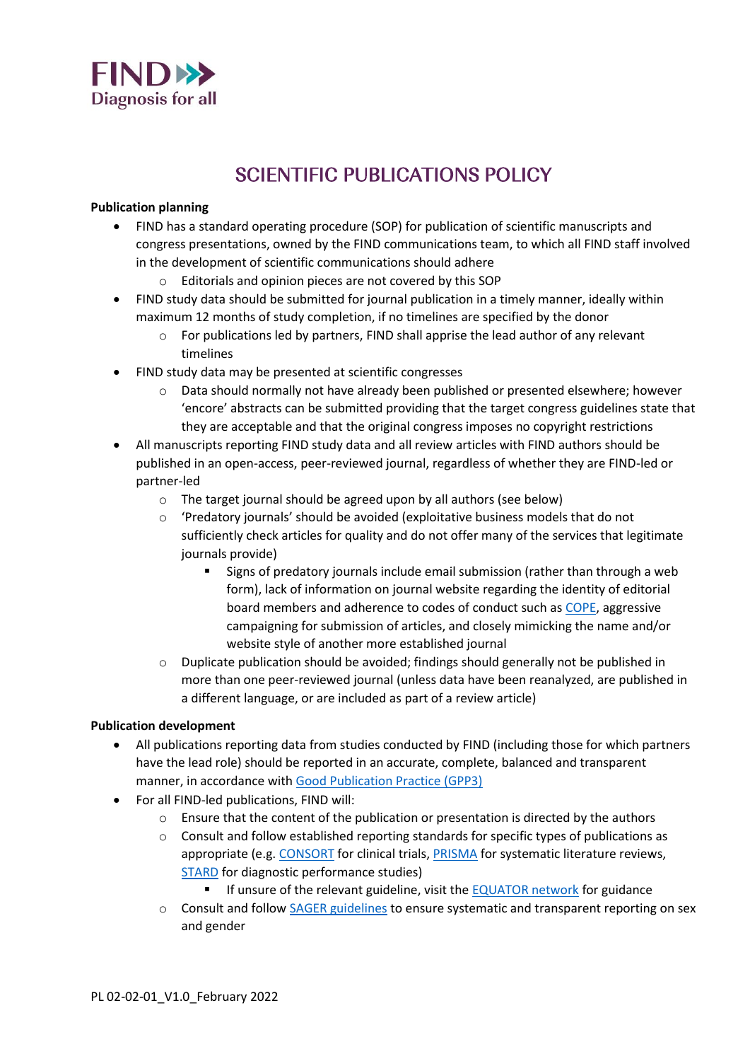FIND Diagnosis for all

# SCIENTIFIC PUBLICATIONS POLICY

**Publication planning**

- FIND has a standard operating procedure (SOP) for publication of scientific manuscripts and congress presentations, owned by the FIND communications team, to which all FIND staff involved in the development of scientific communications should adhere
  - Editorials and opinion pieces are not covered by this SOP
- FIND study data should be submitted for journal publication in a timely manner, ideally within maximum 12 months of study completion, if no timelines are specified by the donor
  - For publications led by partners, FIND shall apprise the lead author of any relevant timelines
- FIND study data may be presented at scientific congresses
  - Data should normally not have already been published or presented elsewhere; however 'encore' abstracts can be submitted providing that the target congress guidelines state that they are acceptable and that the original congress imposes no copyright restrictions
- All manuscripts reporting FIND study data and all review articles with FIND authors should be published in an open-access, peer-reviewed journal, regardless of whether they are FIND-led or partner-led
  - The target journal should be agreed upon by all authors (see below)
  - 'Predatory journals' should be avoided (exploitative business models that do not sufficiently check articles for quality and do not offer many of the services that legitimate journals provide)
    - Signs of predatory journals include email submission (rather than through a web form), lack of information on journal website regarding the identity of editorial board members and adherence to codes of conduct such as COPE, aggressive campaigning for submission of articles, and closely mimicking the name and/or website style of another more established journal
  - Duplicate publication should be avoided; findings should generally not be published in more than one peer-reviewed journal (unless data have been reanalyzed, are published in a different language, or are included as part of a review article)

**Publication development**

- All publications reporting data from studies conducted by FIND (including those for which partners have the lead role) should be reported in an accurate, complete, balanced and transparent manner, in accordance with Good Publication Practice (GPP3)
- For all FIND-led publications, FIND will:
  - Ensure that the content of the publication or presentation is directed by the authors
  - Consult and follow established reporting standards for specific types of publications as appropriate (e.g. CONSORT for clinical trials, PRISMA for systematic literature reviews, STARD for diagnostic performance studies)
    - If unsure of the relevant guideline, visit the EQUATOR network for guidance
  - Consult and follow SAGER guidelines to ensure systematic and transparent reporting on sex and gender

PL 02-02-01_V1.0_February 2022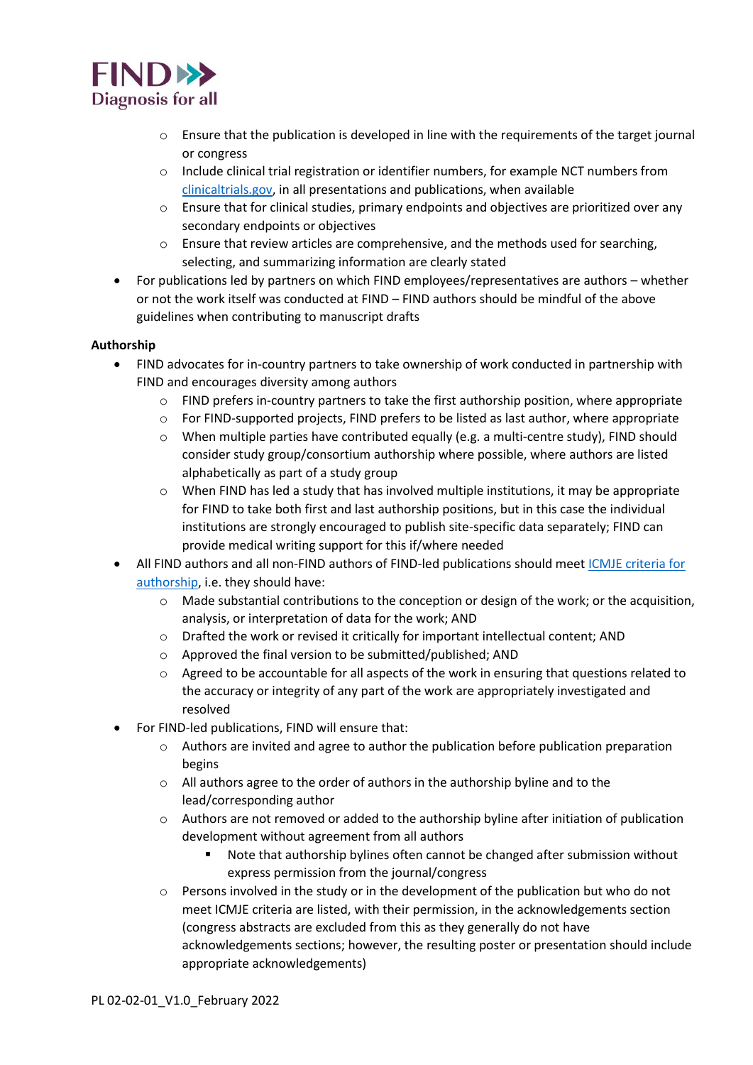- Ensure that the publication is developed in line with the requirements of the target journal or congress
    - Include clinical trial registration or identifier numbers, for example NCT numbers from [clinicaltrials.gov](clinicaltrials.gov), in all presentations and publications, when available
    - Ensure that for clinical studies, primary endpoints and objectives are prioritized over any secondary endpoints or objectives
    - Ensure that review articles are comprehensive, and the methods used for searching, selecting, and summarizing information are clearly stated
- For publications led by partners on which FIND employees/representatives are authors – whether or not the work itself was conducted at FIND – FIND authors should be mindful of the above guidelines when contributing to manuscript drafts

**Authorship**

- FIND advocates for in-country partners to take ownership of work conducted in partnership with FIND and encourages diversity among authors
    - FIND prefers in-country partners to take the first authorship position, where appropriate
    - For FIND-supported projects, FIND prefers to be listed as last author, where appropriate
    - When multiple parties have contributed equally (e.g. a multi-centre study), FIND should consider study group/consortium authorship where possible, where authors are listed alphabetically as part of a study group
    - When FIND has led a study that has involved multiple institutions, it may be appropriate for FIND to take both first and last authorship positions, but in this case the individual institutions are strongly encouraged to publish site-specific data separately; FIND can provide medical writing support for this if/where needed
- All FIND authors and all non-FIND authors of FIND-led publications should meet [ICMJE criteria for authorship](ICMJE criteria for authorship), i.e. they should have:
    - Made substantial contributions to the conception or design of the work; or the acquisition, analysis, or interpretation of data for the work; AND
    - Drafted the work or revised it critically for important intellectual content; AND
    - Approved the final version to be submitted/published; AND
    - Agreed to be accountable for all aspects of the work in ensuring that questions related to the accuracy or integrity of any part of the work are appropriately investigated and resolved
- For FIND-led publications, FIND will ensure that:
    - Authors are invited and agree to author the publication before publication preparation begins
    - All authors agree to the order of authors in the authorship byline and to the lead/corresponding author
    - Authors are not removed or added to the authorship byline after initiation of publication development without agreement from all authors
        - Note that authorship bylines often cannot be changed after submission without express permission from the journal/congress
    - Persons involved in the study or in the development of the publication but who do not meet ICMJE criteria are listed, with their permission, in the acknowledgements section (congress abstracts are excluded from this as they generally do not have acknowledgements sections; however, the resulting poster or presentation should include appropriate acknowledgements)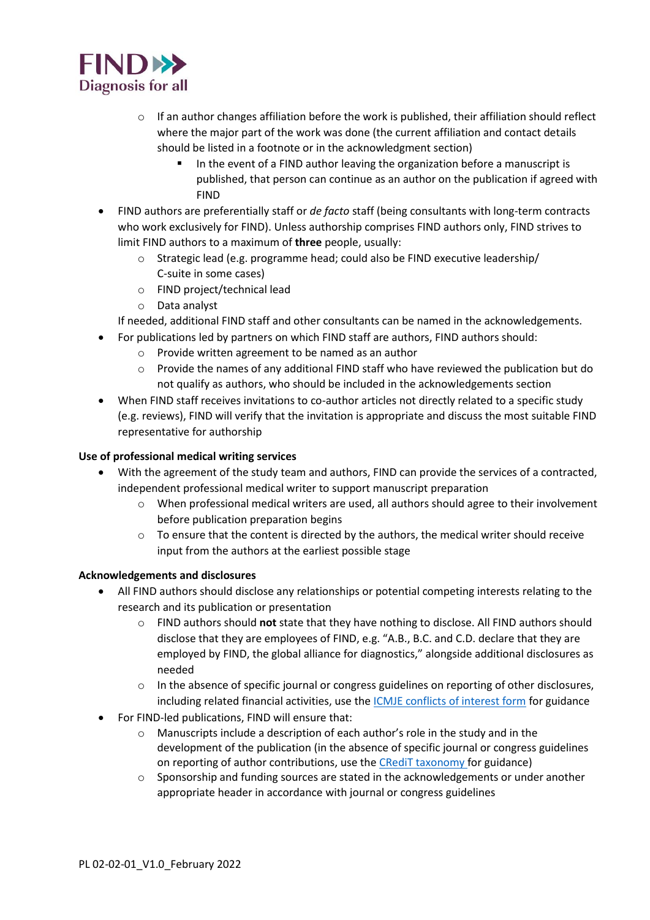- If an author changes affiliation before the work is published, their affiliation should reflect where the major part of the work was done (the current affiliation and contact details should be listed in a footnote or in the acknowledgment section)
    - In the event of a FIND author leaving the organization before a manuscript is published, that person can continue as an author on the publication if agreed with FIND
- FIND authors are preferentially staff or *de facto* staff (being consultants with long-term contracts who work exclusively for FIND). Unless authorship comprises FIND authors only, FIND strives to limit FIND authors to a maximum of **three** people, usually:
  - Strategic lead (e.g. programme head; could also be FIND executive leadership/ C-suite in some cases)
  - FIND project/technical lead
  - Data analyst

  If needed, additional FIND staff and other consultants can be named in the acknowledgements.
- For publications led by partners on which FIND staff are authors, FIND authors should:
  - Provide written agreement to be named as an author
  - Provide the names of any additional FIND staff who have reviewed the publication but do not qualify as authors, who should be included in the acknowledgements section
- When FIND staff receives invitations to co-author articles not directly related to a specific study (e.g. reviews), FIND will verify that the invitation is appropriate and discuss the most suitable FIND representative for authorship

**Use of professional medical writing services**

- With the agreement of the study team and authors, FIND can provide the services of a contracted, independent professional medical writer to support manuscript preparation
  - When professional medical writers are used, all authors should agree to their involvement before publication preparation begins
  - To ensure that the content is directed by the authors, the medical writer should receive input from the authors at the earliest possible stage

**Acknowledgements and disclosures**

- All FIND authors should disclose any relationships or potential competing interests relating to the research and its publication or presentation
  - FIND authors should **not** state that they have nothing to disclose. All FIND authors should disclose that they are employees of FIND, e.g. "A.B., B.C. and C.D. declare that they are employed by FIND, the global alliance for diagnostics," alongside additional disclosures as needed
  - In the absence of specific journal or congress guidelines on reporting of other disclosures, including related financial activities, use the ICMJE conflicts of interest form for guidance
- For FIND-led publications, FIND will ensure that:
  - Manuscripts include a description of each author's role in the study and in the development of the publication (in the absence of specific journal or congress guidelines on reporting of author contributions, use the CRediT taxonomy for guidance)
  - Sponsorship and funding sources are stated in the acknowledgements or under another appropriate header in accordance with journal or congress guidelines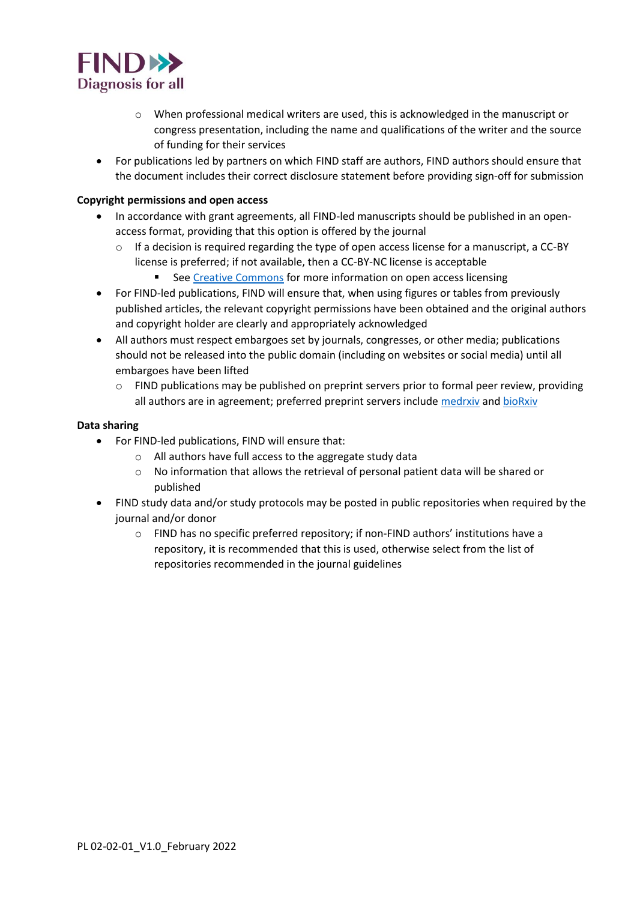- When professional medical writers are used, this is acknowledged in the manuscript or congress presentation, including the name and qualifications of the writer and the source of funding for their services
- For publications led by partners on which FIND staff are authors, FIND authors should ensure that the document includes their correct disclosure statement before providing sign-off for submission

**Copyright permissions and open access**

- In accordance with grant agreements, all FIND-led manuscripts should be published in an open-access format, providing that this option is offered by the journal
  - If a decision is required regarding the type of open access license for a manuscript, a CC-BY license is preferred; if not available, then a CC-BY-NC license is acceptable
    - See Creative Commons for more information on open access licensing
- For FIND-led publications, FIND will ensure that, when using figures or tables from previously published articles, the relevant copyright permissions have been obtained and the original authors and copyright holder are clearly and appropriately acknowledged
- All authors must respect embargoes set by journals, congresses, or other media; publications should not be released into the public domain (including on websites or social media) until all embargoes have been lifted
  - FIND publications may be published on preprint servers prior to formal peer review, providing all authors are in agreement; preferred preprint servers include medrxiv and bioRxiv

**Data sharing**

- For FIND-led publications, FIND will ensure that:
  - All authors have full access to the aggregate study data
  - No information that allows the retrieval of personal patient data will be shared or published
- FIND study data and/or study protocols may be posted in public repositories when required by the journal and/or donor
  - FIND has no specific preferred repository; if non-FIND authors' institutions have a repository, it is recommended that this is used, otherwise select from the list of repositories recommended in the journal guidelines